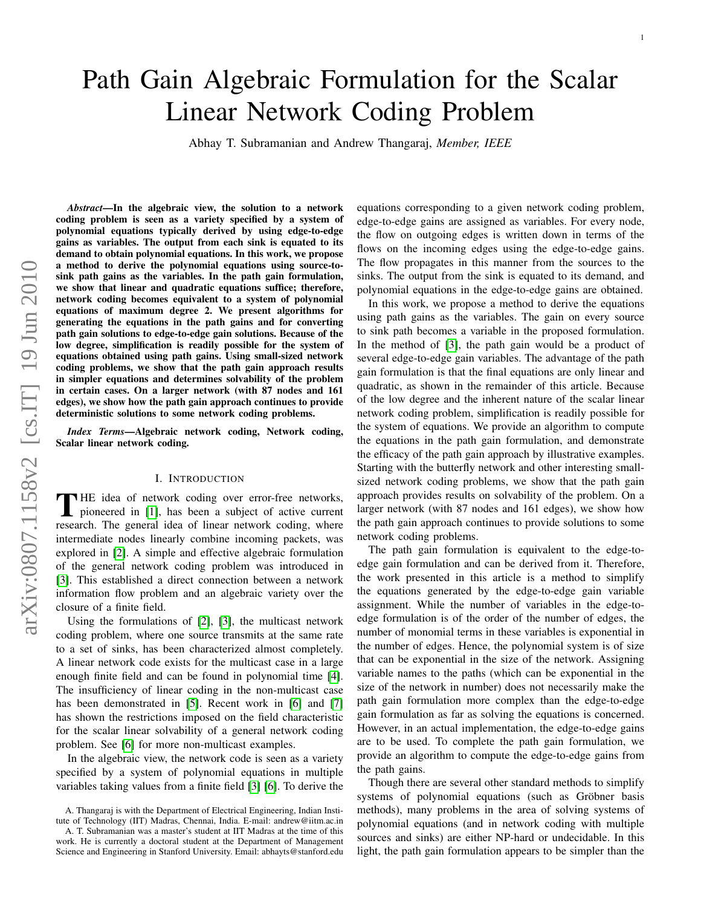# Path Gain Algebraic Formulation for the Scalar Linear Network Coding Problem

Abhay T. Subramanian and Andrew Thangaraj, *Member, IEEE*

***Abstract*—In the algebraic view, the solution to a network coding problem is seen as a variety specified by a system of polynomial equations typically derived by using edge-to-edge gains as variables. The output from each sink is equated to its demand to obtain polynomial equations. In this work, we propose a method to derive the polynomial equations using source-to-sink path gains as the variables. In the path gain formulation, we show that linear and quadratic equations suffice; therefore, network coding becomes equivalent to a system of polynomial equations of maximum degree 2. We present algorithms for generating the equations in the path gains and for converting path gain solutions to edge-to-edge gain solutions. Because of the low degree, simplification is readily possible for the system of equations obtained using path gains. Using small-sized network coding problems, we show that the path gain approach results in simpler equations and determines solvability of the problem in certain cases. On a larger network (with 87 nodes and 161 edges), we show how the path gain approach continues to provide deterministic solutions to some network coding problems.**

***Index Terms*—Algebraic network coding, Network coding, Scalar linear network coding.**

## I. Introduction

The idea of network coding over error-free networks, pioneered in [1], has been a subject of active current research. The general idea of linear network coding, where intermediate nodes linearly combine incoming packets, was explored in [2]. A simple and effective algebraic formulation of the general network coding problem was introduced in [3]. This established a direct connection between a network information flow problem and an algebraic variety over the closure of a finite field.

Using the formulations of [2], [3], the multicast network coding problem, where one source transmits at the same rate to a set of sinks, has been characterized almost completely. A linear network code exists for the multicast case in a large enough finite field and can be found in polynomial time [4]. The insufficiency of linear coding in the non-multicast case has been demonstrated in [5]. Recent work in [6] and [7] has shown the restrictions imposed on the field characteristic for the scalar linear solvability of a general network coding problem. See [6] for more non-multicast examples.

In the algebraic view, the network code is seen as a variety specified by a system of polynomial equations in multiple variables taking values from a finite field [3] [6]. To derive the equations corresponding to a given network coding problem, edge-to-edge gains are assigned as variables. For every node, the flow on outgoing edges is written down in terms of the flows on the incoming edges using the edge-to-edge gains. The flow propagates in this manner from the sources to the sinks. The output from the sink is equated to its demand, and polynomial equations in the edge-to-edge gains are obtained.

In this work, we propose a method to derive the equations using path gains as the variables. The gain on every source to sink path becomes a variable in the proposed formulation. In the method of [3], the path gain would be a product of several edge-to-edge gain variables. The advantage of the path gain formulation is that the final equations are only linear and quadratic, as shown in the remainder of this article. Because of the low degree and the inherent nature of the scalar linear network coding problem, simplification is readily possible for the system of equations. We provide an algorithm to compute the equations in the path gain formulation, and demonstrate the efficacy of the path gain approach by illustrative examples. Starting with the butterfly network and other interesting small-sized network coding problems, we show that the path gain approach provides results on solvability of the problem. On a larger network (with 87 nodes and 161 edges), we show how the path gain approach continues to provide solutions to some network coding problems.

The path gain formulation is equivalent to the edge-to-edge gain formulation and can be derived from it. Therefore, the work presented in this article is a method to simplify the equations generated by the edge-to-edge gain variable assignment. While the number of variables in the edge-to-edge formulation is of the order of the number of edges, the number of monomial terms in these variables is exponential in the number of edges. Hence, the polynomial system is of size that can be exponential in the size of the network. Assigning variable names to the paths (which can be exponential in the size of the network in number) does not necessarily make the path gain formulation more complex than the edge-to-edge gain formulation as far as solving the equations is concerned. However, in an actual implementation, the edge-to-edge gains are to be used. To complete the path gain formulation, we provide an algorithm to compute the edge-to-edge gains from the path gains.

Though there are several other standard methods to simplify systems of polynomial equations (such as Gröbner basis methods), many problems in the area of solving systems of polynomial equations (and in network coding with multiple sources and sinks) are either NP-hard or undecidable. In this light, the path gain formulation appears to be simpler than the

A. Thangaraj is with the Department of Electrical Engineering, Indian Institute of Technology (IIT) Madras, Chennai, India. E-mail: andrew@iitm.ac.in

A. T. Subramanian was a master's student at IIT Madras at the time of this work. He is currently a doctoral student at the Department of Management Science and Engineering in Stanford University. Email: abhayts@stanford.edu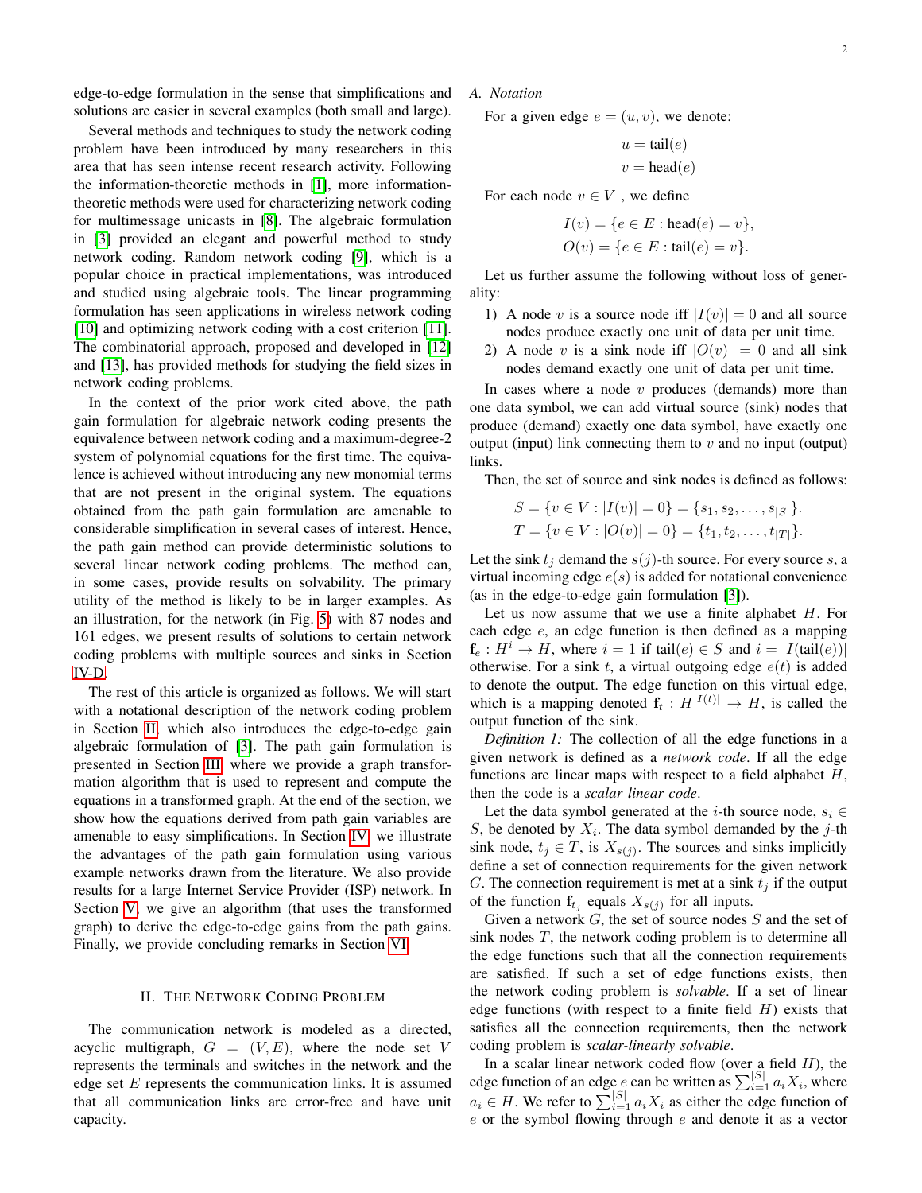edge-to-edge formulation in the sense that simplifications and solutions are easier in several examples (both small and large).

Several methods and techniques to study the network coding problem have been introduced by many researchers in this area that has seen intense recent research activity. Following the information-theoretic methods in [1], more information-theoretic methods were used for characterizing network coding for multimessage unicasts in [8]. The algebraic formulation in [3] provided an elegant and powerful method to study network coding. Random network coding [9], which is a popular choice in practical implementations, was introduced and studied using algebraic tools. The linear programming formulation has seen applications in wireless network coding [10] and optimizing network coding with a cost criterion [11]. The combinatorial approach, proposed and developed in [12] and [13], has provided methods for studying the field sizes in network coding problems.

In the context of the prior work cited above, the path gain formulation for algebraic network coding presents the equivalence between network coding and a maximum-degree-2 system of polynomial equations for the first time. The equivalence is achieved without introducing any new monomial terms that are not present in the original system. The equations obtained from the path gain formulation are amenable to considerable simplification in several cases of interest. Hence, the path gain method can provide deterministic solutions to several linear network coding problems. The method can, in some cases, provide results on solvability. The primary utility of the method is likely to be in larger examples. As an illustration, for the network (in Fig. 5) with 87 nodes and 161 edges, we present results of solutions to certain network coding problems with multiple sources and sinks in Section IV-D.

The rest of this article is organized as follows. We will start with a notational description of the network coding problem in Section II, which also introduces the edge-to-edge gain algebraic formulation of [3]. The path gain formulation is presented in Section III, where we provide a graph transformation algorithm that is used to represent and compute the equations in a transformed graph. At the end of the section, we show how the equations derived from path gain variables are amenable to easy simplifications. In Section IV, we illustrate the advantages of the path gain formulation using various example networks drawn from the literature. We also provide results for a large Internet Service Provider (ISP) network. In Section V, we give an algorithm (that uses the transformed graph) to derive the edge-to-edge gains from the path gains. Finally, we provide concluding remarks in Section VI.

## II. The Network Coding Problem

The communication network is modeled as a directed, acyclic multigraph, $G = (V, E)$, where the node set $V$ represents the terminals and switches in the network and the edge set $E$ represents the communication links. It is assumed that all communication links are error-free and have unit capacity.

### A. Notation

For a given edge $e = (u, v)$, we denote:

$$u = \text{tail}(e)$$
$$v = \text{head}(e)$$

For each node $v \in V$ , we define

$$I(v) = \{e \in E : \text{head}(e) = v\},$$
$$O(v) = \{e \in E : \text{tail}(e) = v\}.$$

Let us further assume the following without loss of generality:

1) A node $v$ is a source node iff $|I(v)| = 0$ and all source nodes produce exactly one unit of data per unit time.
2) A node $v$ is a sink node iff $|O(v)| = 0$ and all sink nodes demand exactly one unit of data per unit time.

In cases where a node $v$ produces (demands) more than one data symbol, we can add virtual source (sink) nodes that produce (demand) exactly one data symbol, have exactly one output (input) link connecting them to $v$ and no input (output) links.

Then, the set of source and sink nodes is defined as follows:

$$S = \{v \in V : |I(v)| = 0\} = \{s_1, s_2, \ldots, s_{|S|}\}.$$
$$T = \{v \in V : |O(v)| = 0\} = \{t_1, t_2, \ldots, t_{|T|}\}.$$

Let the sink $t_j$ demand the $s(j)$-th source. For every source $s$, a virtual incoming edge $e(s)$ is added for notational convenience (as in the edge-to-edge gain formulation [3]).

Let us now assume that we use a finite alphabet $H$. For each edge $e$, an edge function is then defined as a mapping $\mathbf{f}_e : H^i \rightarrow H$, where $i = 1$ if $\text{tail}(e) \in S$ and $i = |I(\text{tail}(e))|$ otherwise. For a sink $t$, a virtual outgoing edge $e(t)$ is added to denote the output. The edge function on this virtual edge, which is a mapping denoted $\mathbf{f}_t : H^{|I(t)|} \rightarrow H$, is called the output function of the sink.

*Definition 1:* The collection of all the edge functions in a given network is defined as a *network code*. If all the edge functions are linear maps with respect to a field alphabet $H$, then the code is a *scalar linear code*.

Let the data symbol generated at the $i$-th source node, $s_i \in S$, be denoted by $X_i$. The data symbol demanded by the $j$-th sink node, $t_j \in T$, is $X_{s(j)}$. The sources and sinks implicitly define a set of connection requirements for the given network $G$. The connection requirement is met at a sink $t_j$ if the output of the function $\mathbf{f}_{t_j}$ equals $X_{s(j)}$ for all inputs.

Given a network $G$, the set of source nodes $S$ and the set of sink nodes $T$, the network coding problem is to determine all the edge functions such that all the connection requirements are satisfied. If such a set of edge functions exists, then the network coding problem is *solvable*. If a set of linear edge functions (with respect to a finite field $H$) exists that satisfies all the connection requirements, then the network coding problem is *scalar-linearly solvable*.

In a scalar linear network coded flow (over a field $H$), the edge function of an edge $e$ can be written as $\sum_{i=1}^{|S|} a_i X_i$, where $a_i \in H$. We refer to $\sum_{i=1}^{|S|} a_i X_i$ as either the edge function of $e$ or the symbol flowing through $e$ and denote it as a vector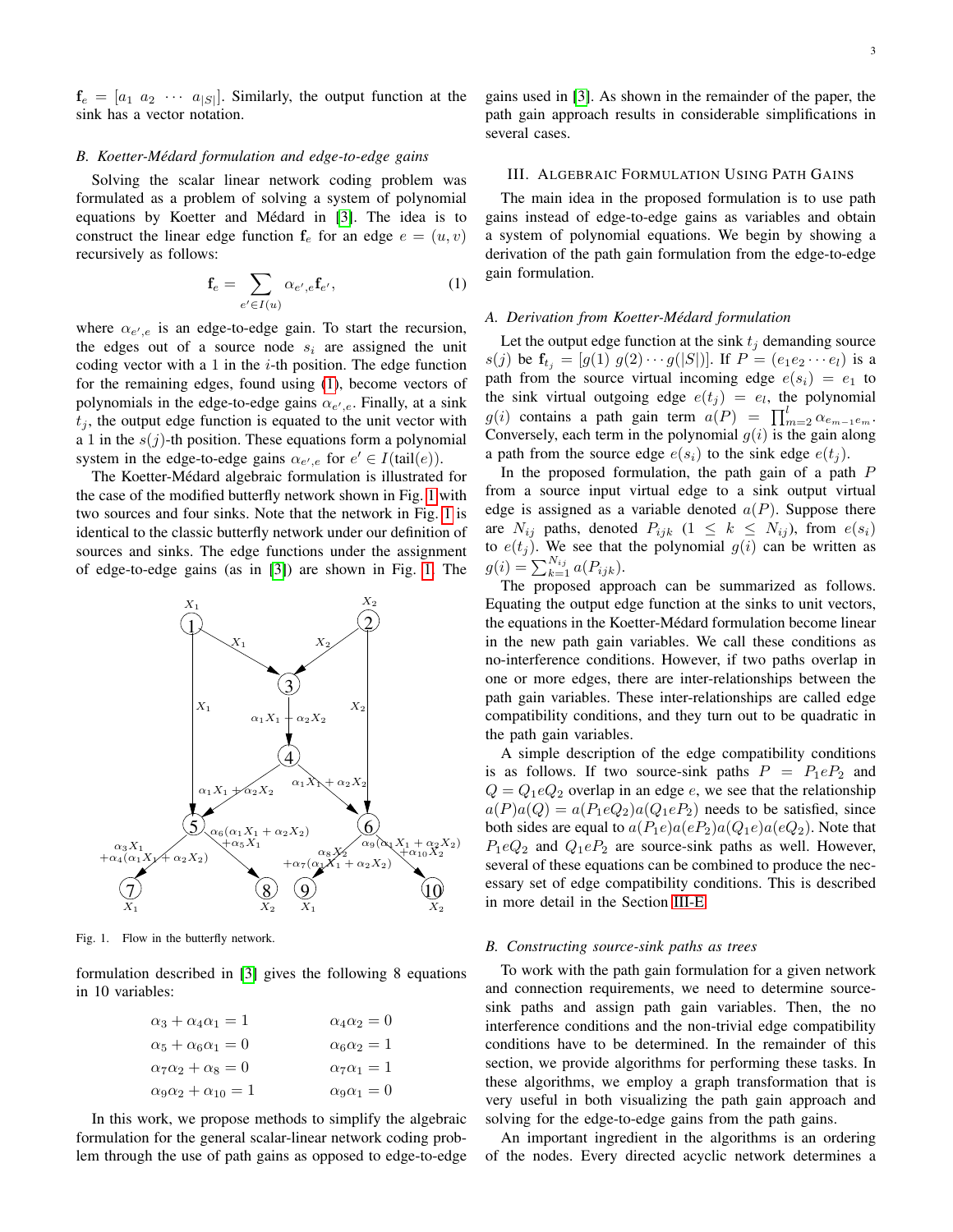$\mathbf{f}_e = [a_1 \ a_2 \ \cdots \ a_{|S|}]$. Similarly, the output function at the sink has a vector notation.

### B. Koetter-Médard formulation and edge-to-edge gains

Solving the scalar linear network coding problem was formulated as a problem of solving a system of polynomial equations by Koetter and Médard in [3]. The idea is to construct the linear edge function $\mathbf{f}_e$ for an edge $e = (u, v)$ recursively as follows:

$$\mathbf{f}_e = \sum_{e' \in I(u)} \alpha_{e',e} \mathbf{f}_{e'}, \tag{1}$$

where $\alpha_{e',e}$ is an edge-to-edge gain. To start the recursion, the edges out of a source node $s_i$ are assigned the unit coding vector with a 1 in the $i$-th position. The edge function for the remaining edges, found using (1), become vectors of polynomials in the edge-to-edge gains $\alpha_{e',e}$. Finally, at a sink $t_j$, the output edge function is equated to the unit vector with a 1 in the $s(j)$-th position. These equations form a polynomial system in the edge-to-edge gains $\alpha_{e',e}$ for $e' \in I(\text{tail}(e))$.

The Koetter-Médard algebraic formulation is illustrated for the case of the modified butterfly network shown in Fig. 1 with two sources and four sinks. Note that the network in Fig. 1 is identical to the classic butterfly network under our definition of sources and sinks. The edge functions under the assignment of edge-to-edge gains (as in [3]) are shown in Fig. 1. The formulation described in [3] gives the following 8 equations in 10 variables:

Fig. 1. Flow in the butterfly network.

$$\begin{aligned}
\alpha_3 + \alpha_4\alpha_1 &= 1 & \qquad \alpha_4\alpha_2 &= 0 \\
\alpha_5 + \alpha_6\alpha_1 &= 0 & \qquad \alpha_6\alpha_2 &= 1 \\
\alpha_7\alpha_2 + \alpha_8 &= 0 & \qquad \alpha_7\alpha_1 &= 1 \\
\alpha_9\alpha_2 + \alpha_{10} &= 1 & \qquad \alpha_9\alpha_1 &= 0
\end{aligned}$$

In this work, we propose methods to simplify the algebraic formulation for the general scalar-linear network coding problem through the use of path gains as opposed to edge-to-edge gains used in [3]. As shown in the remainder of the paper, the path gain approach results in considerable simplifications in several cases.

## III. Algebraic Formulation Using Path Gains

The main idea in the proposed formulation is to use path gains instead of edge-to-edge gains as variables and obtain a system of polynomial equations. We begin by showing a derivation of the path gain formulation from the edge-to-edge gain formulation.

### A. Derivation from Koetter-Médard formulation

Let the output edge function at the sink $t_j$ demanding source $s(j)$ be $\mathbf{f}_{t_j} = [g(1) \ g(2) \cdots g(|S|)]$. If $P = (e_1 e_2 \cdots e_l)$ is a path from the source virtual incoming edge $e(s_i) = e_1$ to the sink virtual outgoing edge $e(t_j) = e_l$, the polynomial $g(i)$ contains a path gain term $a(P) = \prod_{m=2}^{l} \alpha_{e_{m-1}e_m}$. Conversely, each term in the polynomial $g(i)$ is the gain along a path from the source edge $e(s_i)$ to the sink edge $e(t_j)$.

In the proposed formulation, the path gain of a path $P$ from a source input virtual edge to a sink output virtual edge is assigned as a variable denoted $a(P)$. Suppose there are $N_{ij}$ paths, denoted $P_{ijk}$ $(1 \leq k \leq N_{ij})$, from $e(s_i)$ to $e(t_j)$. We see that the polynomial $g(i)$ can be written as $g(i) = \sum_{k=1}^{N_{ij}} a(P_{ijk})$.

The proposed approach can be summarized as follows. Equating the output edge function at the sinks to unit vectors, the equations in the Koetter-Médard formulation become linear in the new path gain variables. We call these conditions as no-interference conditions. However, if two paths overlap in one or more edges, there are inter-relationships between the path gain variables. These inter-relationships are called edge compatibility conditions, and they turn out to be quadratic in the path gain variables.

A simple description of the edge compatibility conditions is as follows. If two source-sink paths $P = P_1 e P_2$ and $Q = Q_1 e Q_2$ overlap in an edge $e$, we see that the relationship $a(P)a(Q) = a(P_1 e Q_2) a(Q_1 e P_2)$ needs to be satisfied, since both sides are equal to $a(P_1 e)a(eP_2)a(Q_1 e)a(eQ_2)$. Note that $P_1 e Q_2$ and $Q_1 e P_2$ are source-sink paths as well. However, several of these equations can be combined to produce the necessary set of edge compatibility conditions. This is described in more detail in the Section III-E.

### B. Constructing source-sink paths as trees

To work with the path gain formulation for a given network and connection requirements, we need to determine source-sink paths and assign path gain variables. Then, the no interference conditions and the non-trivial edge compatibility conditions have to be determined. In the remainder of this section, we provide algorithms for performing these tasks. In these algorithms, we employ a graph transformation that is very useful in both visualizing the path gain approach and solving for the edge-to-edge gains from the path gains.

An important ingredient in the algorithms is an ordering of the nodes. Every directed acyclic network determines a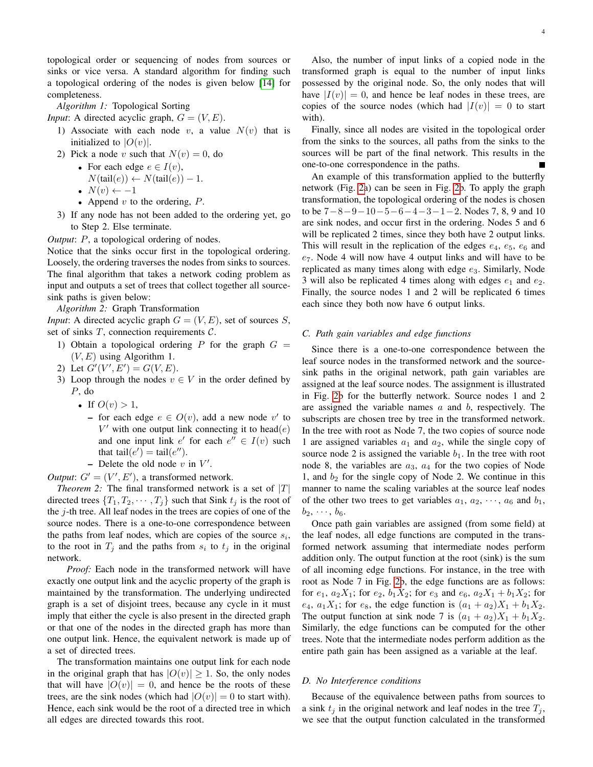topological order or sequencing of nodes from sources or sinks or vice versa. A standard algorithm for finding such a topological ordering of the nodes is given below [14] for completeness.

*Algorithm 1:* Topological Sorting

*Input*: A directed acyclic graph, $G = (V, E)$.

1) Associate with each node $v$, a value $N(v)$ that is initialized to $|O(v)|$.
2) Pick a node $v$ such that $N(v) = 0$, do
   - For each edge $e \in I(v)$, $N(\text{tail}(e)) \leftarrow N(\text{tail}(e)) - 1$.
   - $N(v) \leftarrow -1$
   - Append $v$ to the ordering, $P$.
3) If any node has not been added to the ordering yet, go to Step 2. Else terminate.

*Output*: $P$, a topological ordering of nodes.

Notice that the sinks occur first in the topological ordering. Loosely, the ordering traverses the nodes from sinks to sources. The final algorithm that takes a network coding problem as input and outputs a set of trees that collect together all source-sink paths is given below:

*Algorithm 2:* Graph Transformation

*Input*: A directed acyclic graph $G = (V, E)$, set of sources $S$, set of sinks $T$, connection requirements $\mathcal{C}$.

1) Obtain a topological ordering $P$ for the graph $G = (V, E)$ using Algorithm 1.
2) Let $G'(V', E') = G(V, E)$.
3) Loop through the nodes $v \in V$ in the order defined by $P$, do
   - If $O(v) > 1$,
     - for each edge $e \in O(v)$, add a new node $v'$ to $V'$ with one output link connecting it to head$(e)$ and one input link $e'$ for each $e'' \in I(v)$ such that $\text{tail}(e') = \text{tail}(e'')$.
     - Delete the old node $v$ in $V'$.

*Output*: $G' = (V', E')$, a transformed network.

*Theorem 2:* The final transformed network is a set of $|T|$ directed trees $\{T_1, T_2, \cdots, T_j\}$ such that Sink $t_j$ is the root of the $j$-th tree. All leaf nodes in the trees are copies of one of the source nodes. There is a one-to-one correspondence between the paths from leaf nodes, which are copies of the source $s_i$, to the root in $T_j$ and the paths from $s_i$ to $t_j$ in the original network.

*Proof:* Each node in the transformed network will have exactly one output link and the acyclic property of the graph is maintained by the transformation. The underlying undirected graph is a set of disjoint trees, because any cycle in it must imply that either the cycle is also present in the directed graph or that one of the nodes in the directed graph has more than one output link. Hence, the equivalent network is made up of a set of directed trees.

The transformation maintains one output link for each node in the original graph that has $|O(v)| \geq 1$. So, the only nodes that will have $|O(v)| = 0$, and hence be the roots of these trees, are the sink nodes (which had $|O(v)| = 0$ to start with). Hence, each sink would be the root of a directed tree in which all edges are directed towards this root.

Also, the number of input links of a copied node in the transformed graph is equal to the number of input links possessed by the original node. So, the only nodes that will have $|I(v)| = 0$, and hence be leaf nodes in these trees, are copies of the source nodes (which had $|I(v)| = 0$ to start with).

Finally, since all nodes are visited in the topological order from the sinks to the sources, all paths from the sinks to the sources will be part of the final network. This results in the one-to-one correspondence in the paths. ∎

An example of this transformation applied to the butterfly network (Fig. 2a) can be seen in Fig. 2b. To apply the graph transformation, the topological ordering of the nodes is chosen to be $7-8-9-10-5-6-4-3-1-2$. Nodes 7, 8, 9 and 10 are sink nodes, and occur first in the ordering. Nodes 5 and 6 will be replicated 2 times, since they both have 2 output links. This will result in the replication of the edges $e_4$, $e_5$, $e_6$ and $e_7$. Node 4 will now have 4 output links and will have to be replicated as many times along with edge $e_3$. Similarly, Node 3 will also be replicated 4 times along with edges $e_1$ and $e_2$. Finally, the source nodes 1 and 2 will be replicated 6 times each since they both now have 6 output links.

## C. Path gain variables and edge functions

Since there is a one-to-one correspondence between the leaf source nodes in the transformed network and the source-sink paths in the original network, path gain variables are assigned at the leaf source nodes. The assignment is illustrated in Fig. 2b for the butterfly network. Source nodes 1 and 2 are assigned the variable names $a$ and $b$, respectively. The subscripts are chosen tree by tree in the transformed network. In the tree with root as Node 7, the two copies of source node 1 are assigned variables $a_1$ and $a_2$, while the single copy of source node 2 is assigned the variable $b_1$. In the tree with root node 8, the variables are $a_3$, $a_4$ for the two copies of Node 1, and $b_2$ for the single copy of Node 2. We continue in this manner to name the scaling variables at the source leaf nodes of the other two trees to get variables $a_1, a_2, \cdots, a_6$ and $b_1, b_2, \cdots, b_6$.

Once path gain variables are assigned (from some field) at the leaf nodes, all edge functions are computed in the transformed network assuming that intermediate nodes perform addition only. The output function at the root (sink) is the sum of all incoming edge functions. For instance, in the tree with root as Node 7 in Fig. 2b, the edge functions are as follows: for $e_1$, $a_2 X_1$; for $e_2$, $b_1 X_2$; for $e_3$ and $e_6$, $a_2 X_1 + b_1 X_2$; for $e_4$, $a_1 X_1$; for $e_8$, the edge function is $(a_1 + a_2)X_1 + b_1 X_2$. The output function at sink node 7 is $(a_1 + a_2)X_1 + b_1 X_2$. Similarly, the edge functions can be computed for the other trees. Note that the intermediate nodes perform addition as the entire path gain has been assigned as a variable at the leaf.

## D. No Interference conditions

Because of the equivalence between paths from sources to a sink $t_j$ in the original network and leaf nodes in the tree $T_j$, we see that the output function calculated in the transformed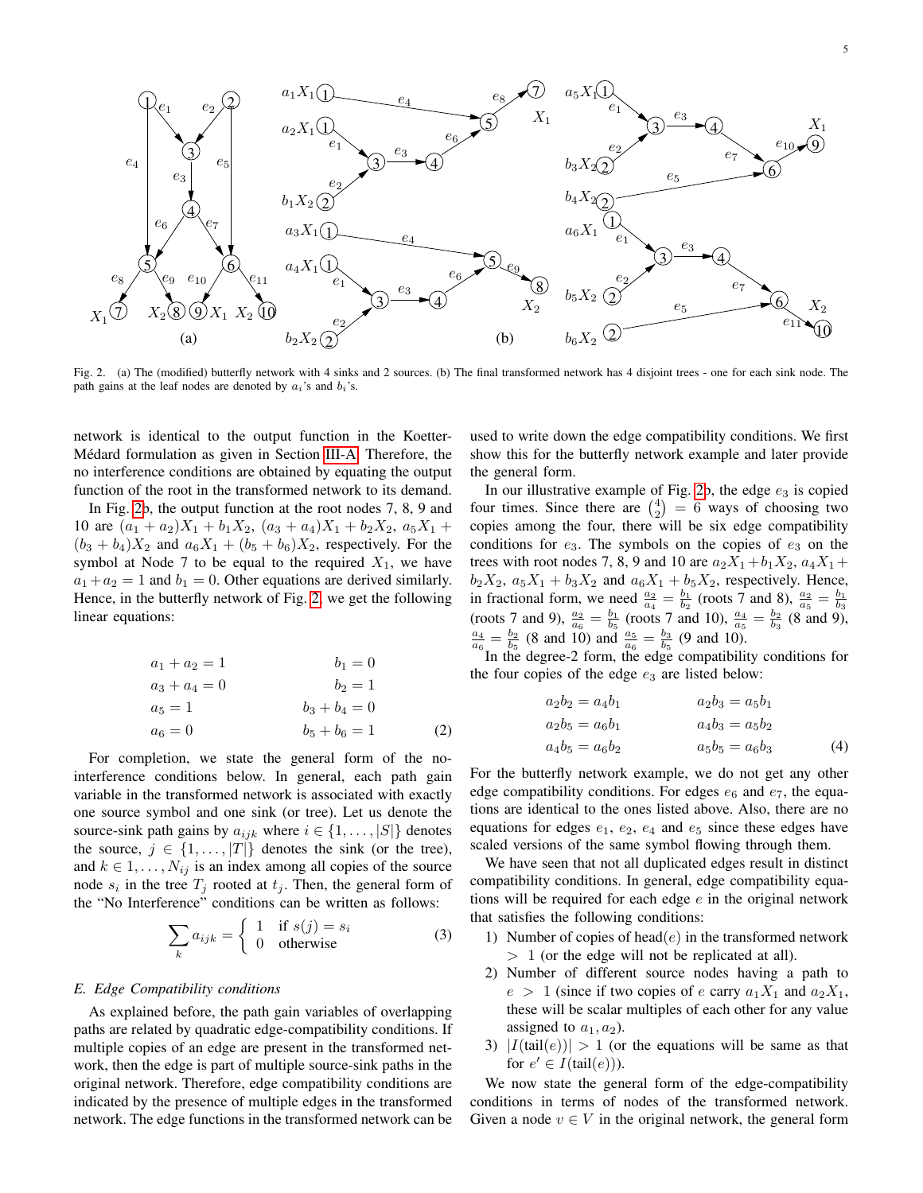Fig. 2. (a) The (modified) butterfly network with 4 sinks and 2 sources. (b) The final transformed network has 4 disjoint trees - one for each sink node. The path gains at the leaf nodes are denoted by $a_i$'s and $b_i$'s.

network is identical to the output function in the Koetter-Médard formulation as given in Section III-A. Therefore, the no interference conditions are obtained by equating the output function of the root in the transformed network to its demand.

In Fig. 2b, the output function at the root nodes 7, 8, 9 and 10 are $(a_1+a_2)X_1+b_1X_2$, $(a_3+a_4)X_1+b_2X_2$, $a_5X_1+(b_3+b_4)X_2$ and $a_6X_1+(b_5+b_6)X_2$, respectively. For the symbol at Node 7 to be equal to the required $X_1$, we have $a_1+a_2=1$ and $b_1=0$. Other equations are derived similarly. Hence, in the butterfly network of Fig. 2, we get the following linear equations:

$$
\begin{aligned}
a_1+a_2 &= 1 & \qquad b_1 &= 0\\
a_3+a_4 &= 0 & b_2 &= 1\\
a_5 &= 1 & b_3+b_4 &= 0\\
a_6 &= 0 & b_5+b_6 &= 1
\end{aligned} \tag{2}
$$

For completion, we state the general form of the no-interference conditions below. In general, each path gain variable in the transformed network is associated with exactly one source symbol and one sink (or tree). Let us denote the source-sink path gains by $a_{ijk}$ where $i \in \{1,\ldots,|S|\}$ denotes the source, $j \in \{1,\ldots,|T|\}$ denotes the sink (or the tree), and $k \in 1,\ldots,N_{ij}$ is an index among all copies of the source node $s_i$ in the tree $T_j$ rooted at $t_j$. Then, the general form of the "No Interference" conditions can be written as follows:

$$
\sum_k a_{ijk} = \begin{cases} 1 & \text{if } s(j)=s_i \\ 0 & \text{otherwise} \end{cases} \tag{3}
$$

### E. Edge Compatibility conditions

As explained before, the path gain variables of overlapping paths are related by quadratic edge-compatibility conditions. If multiple copies of an edge are present in the transformed network, then the edge is part of multiple source-sink paths in the original network. Therefore, edge compatibility conditions are indicated by the presence of multiple edges in the transformed network. The edge functions in the transformed network can be used to write down the edge compatibility conditions. We first show this for the butterfly network example and later provide the general form.

In our illustrative example of Fig. 2b, the edge $e_3$ is copied four times. Since there are $\binom{4}{2}=6$ ways of choosing two copies among the four, there will be six edge compatibility conditions for $e_3$. The symbols on the copies of $e_3$ on the trees with root nodes 7, 8, 9 and 10 are $a_2X_1+b_1X_2$, $a_4X_1+b_2X_2$, $a_5X_1+b_3X_2$ and $a_6X_1+b_5X_2$, respectively. Hence, in fractional form, we need $\frac{a_2}{a_4}=\frac{b_1}{b_2}$ (roots 7 and 8), $\frac{a_2}{a_5}=\frac{b_1}{b_3}$ (roots 7 and 9), $\frac{a_2}{a_6}=\frac{b_1}{b_5}$ (roots 7 and 10), $\frac{a_4}{a_5}=\frac{b_2}{b_3}$ (8 and 9), $\frac{a_4}{a_6}=\frac{b_2}{b_5}$ (8 and 10) and $\frac{a_5}{a_6}=\frac{b_3}{b_5}$ (9 and 10).

In the degree-2 form, the edge compatibility conditions for the four copies of the edge $e_3$ are listed below:

$$
\begin{aligned}
a_2b_2 &= a_4b_1 & \qquad a_2b_3 &= a_5b_1\\
a_2b_5 &= a_6b_1 & a_4b_3 &= a_5b_2\\
a_4b_5 &= a_6b_2 & a_5b_5 &= a_6b_3
\end{aligned} \tag{4}
$$

For the butterfly network example, we do not get any other edge compatibility conditions. For edges $e_6$ and $e_7$, the equations are identical to the ones listed above. Also, there are no equations for edges $e_1$, $e_2$, $e_4$ and $e_5$ since these edges have scaled versions of the same symbol flowing through them.

We have seen that not all duplicated edges result in distinct compatibility conditions. In general, edge compatibility equations will be required for each edge $e$ in the original network that satisfies the following conditions:

1. Number of copies of head($e$) in the transformed network $>1$ (or the edge will not be replicated at all).
2. Number of different source nodes having a path to $e>1$ (since if two copies of $e$ carry $a_1X_1$ and $a_2X_1$, these will be scalar multiples of each other for any value assigned to $a_1, a_2$).
3. $|I(\text{tail}(e))|>1$ (or the equations will be same as that for $e' \in I(\text{tail}(e))$).

We now state the general form of the edge-compatibility conditions in terms of nodes of the transformed network. Given a node $v \in V$ in the original network, the general form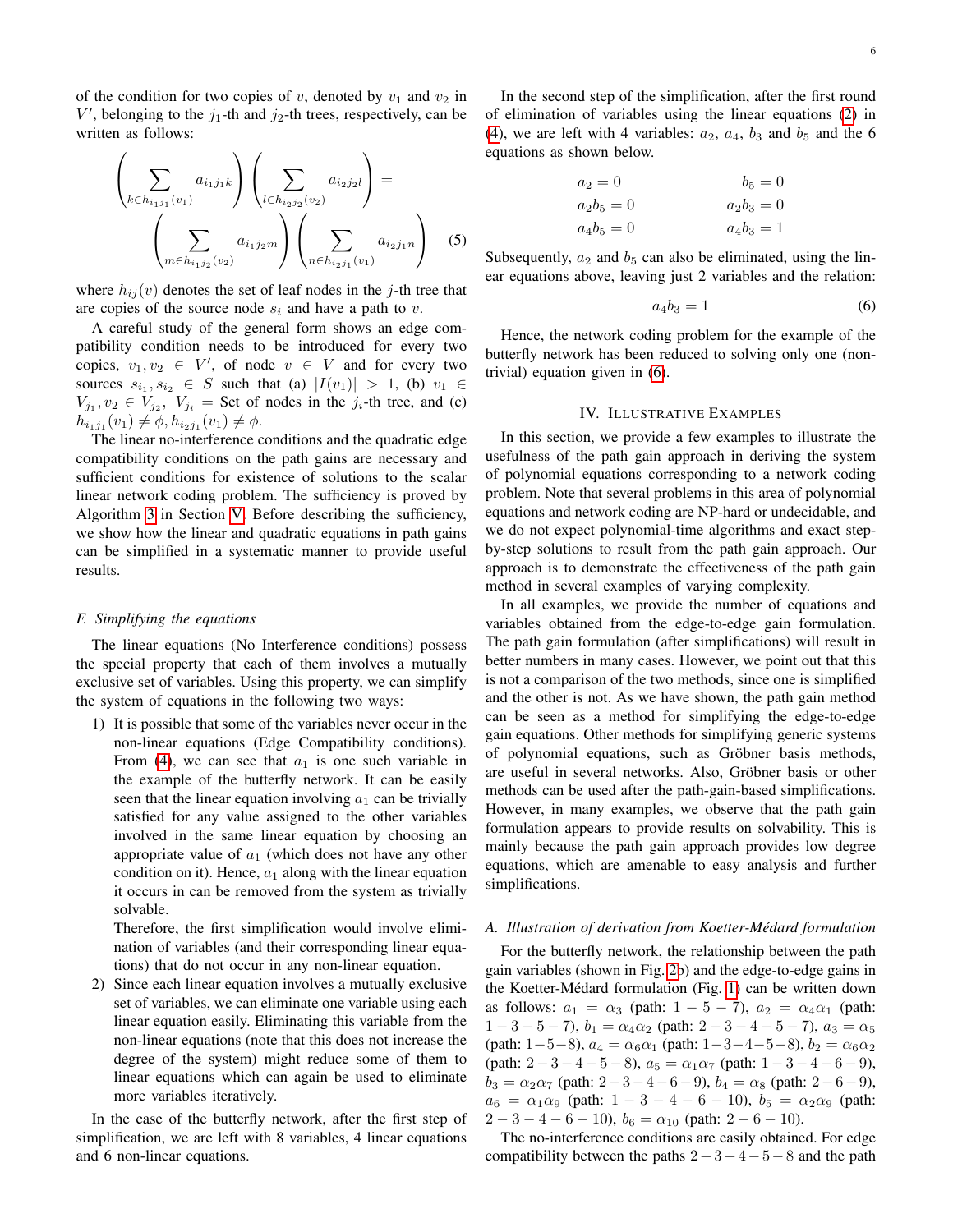of the condition for two copies of $v$, denoted by $v_1$ and $v_2$ in $V'$, belonging to the $j_1$-th and $j_2$-th trees, respectively, can be written as follows:

$$\left(\sum_{k \in h_{i_1 j_1}(v_1)} a_{i_1 j_1 k}\right)\left(\sum_{l \in h_{i_2 j_2}(v_2)} a_{i_2 j_2 l}\right) = \left(\sum_{m \in h_{i_1 j_2}(v_2)} a_{i_1 j_2 m}\right)\left(\sum_{n \in h_{i_2 j_1}(v_1)} a_{i_2 j_1 n}\right) \quad (5)$$

where $h_{ij}(v)$ denotes the set of leaf nodes in the $j$-th tree that are copies of the source node $s_i$ and have a path to $v$.

A careful study of the general form shows an edge compatibility condition needs to be introduced for every two copies, $v_1, v_2 \in V'$, of node $v \in V$ and for every two sources $s_{i_1}, s_{i_2} \in S$ such that (a) $|I(v_1)| > 1$, (b) $v_1 \in V_{j_1}, v_2 \in V_{j_2}$, $V_{j_i}$ = Set of nodes in the $j_i$-th tree, and (c) $h_{i_1 j_1}(v_1) \neq \phi, h_{i_2 j_1}(v_1) \neq \phi$.

The linear no-interference conditions and the quadratic edge compatibility conditions on the path gains are necessary and sufficient conditions for existence of solutions to the scalar linear network coding problem. The sufficiency is proved by Algorithm 3 in Section V. Before describing the sufficiency, we show how the linear and quadratic equations in path gains can be simplified in a systematic manner to provide useful results.

### F. Simplifying the equations

The linear equations (No Interference conditions) possess the special property that each of them involves a mutually exclusive set of variables. Using this property, we can simplify the system of equations in the following two ways:

1) It is possible that some of the variables never occur in the non-linear equations (Edge Compatibility conditions). From (4), we can see that $a_1$ is one such variable in the example of the butterfly network. It can be easily seen that the linear equation involving $a_1$ can be trivially satisfied for any value assigned to the other variables involved in the same linear equation by choosing an appropriate value of $a_1$ (which does not have any other condition on it). Hence, $a_1$ along with the linear equation it occurs in can be removed from the system as trivially solvable.

   Therefore, the first simplification would involve elimination of variables (and their corresponding linear equations) that do not occur in any non-linear equation.

2) Since each linear equation involves a mutually exclusive set of variables, we can eliminate one variable using each linear equation easily. Eliminating this variable from the non-linear equations (note that this does not increase the degree of the system) might reduce some of them to linear equations which can again be used to eliminate more variables iteratively.

In the case of the butterfly network, after the first step of simplification, we are left with 8 variables, 4 linear equations and 6 non-linear equations.

In the second step of the simplification, after the first round of elimination of variables using the linear equations (2) in (4), we are left with 4 variables: $a_2$, $a_4$, $b_3$ and $b_5$ and the 6 equations as shown below.

$$\begin{aligned} a_2 &= 0 & b_5 &= 0 \\ a_2 b_5 &= 0 & a_2 b_3 &= 0 \\ a_4 b_5 &= 0 & a_4 b_3 &= 1 \end{aligned}$$

Subsequently, $a_2$ and $b_5$ can also be eliminated, using the linear equations above, leaving just 2 variables and the relation:

$$a_4 b_3 = 1 \quad (6)$$

Hence, the network coding problem for the example of the butterfly network has been reduced to solving only one (non-trivial) equation given in (6).

## IV. Illustrative Examples

In this section, we provide a few examples to illustrate the usefulness of the path gain approach in deriving the system of polynomial equations corresponding to a network coding problem. Note that several problems in this area of polynomial equations and network coding are NP-hard or undecidable, and we do not expect polynomial-time algorithms and exact step-by-step solutions to result from the path gain approach. Our approach is to demonstrate the effectiveness of the path gain method in several examples of varying complexity.

In all examples, we provide the number of equations and variables obtained from the edge-to-edge gain formulation. The path gain formulation (after simplifications) will result in better numbers in many cases. However, we point out that this is not a comparison of the two methods, since one is simplified and the other is not. As we have shown, the path gain method can be seen as a method for simplifying the edge-to-edge gain equations. Other methods for simplifying generic systems of polynomial equations, such as Gröbner basis methods, are useful in several networks. Also, Gröbner basis or other methods can be used after the path-gain-based simplifications. However, in many examples, we observe that the path gain formulation appears to provide results on solvability. This is mainly because the path gain approach provides low degree equations, which are amenable to easy analysis and further simplifications.

### A. Illustration of derivation from Koetter-Médard formulation

For the butterfly network, the relationship between the path gain variables (shown in Fig. 2b) and the edge-to-edge gains in the Koetter-Médard formulation (Fig. 1) can be written down as follows: $a_1 = \alpha_3$ (path: $1-5-7$), $a_2 = \alpha_4\alpha_1$ (path: $1-3-5-7$), $b_1 = \alpha_4\alpha_2$ (path: $2-3-4-5-7$), $a_3 = \alpha_5$ (path: $1-5-8$), $a_4 = \alpha_6\alpha_1$ (path: $1-3-4-5-8$), $b_2 = \alpha_6\alpha_2$ (path: $2-3-4-5-8$), $a_5 = \alpha_1\alpha_7$ (path: $1-3-4-6-9$), $b_3 = \alpha_2\alpha_7$ (path: $2-3-4-6-9$), $b_4 = \alpha_8$ (path: $2-6-9$), $a_6 = \alpha_1\alpha_9$ (path: $1-3-4-6-10$), $b_5 = \alpha_2\alpha_9$ (path: $2-3-4-6-10$), $b_6 = \alpha_{10}$ (path: $2-6-10$).

The no-interference conditions are easily obtained. For edge compatibility between the paths $2-3-4-5-8$ and the path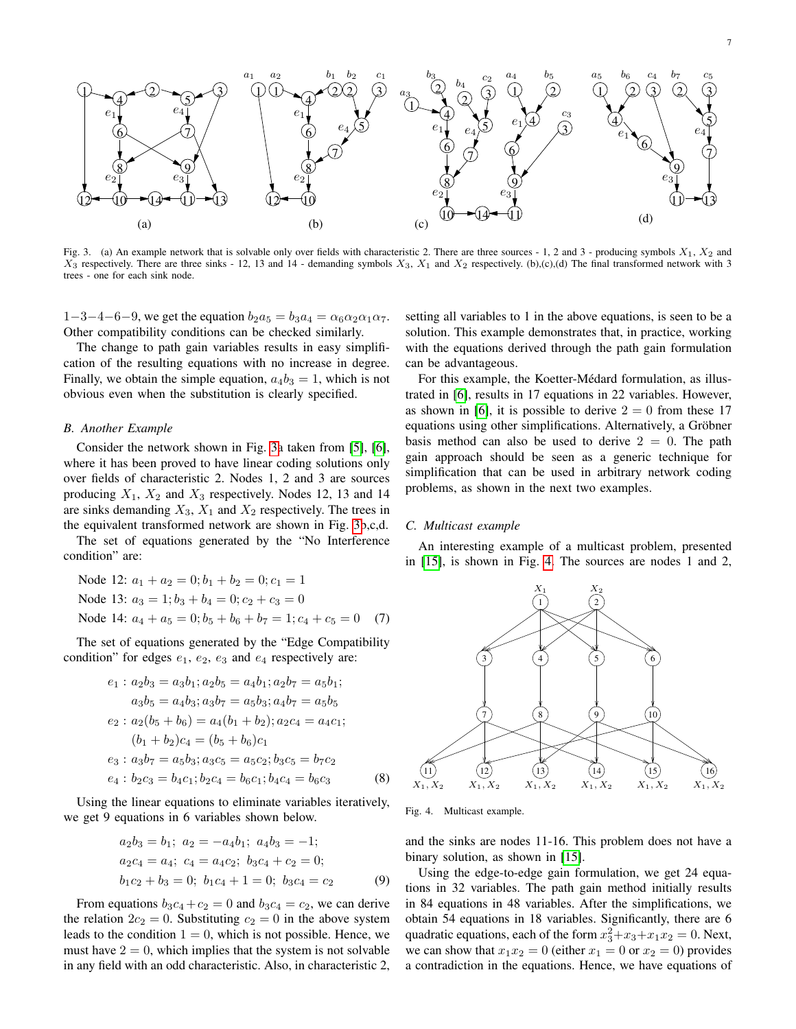Fig. 3. (a) An example network that is solvable only over fields with characteristic 2. There are three sources - 1, 2 and 3 - producing symbols $X_1$, $X_2$ and $X_3$ respectively. There are three sinks - 12, 13 and 14 - demanding symbols $X_3$, $X_1$ and $X_2$ respectively. (b),(c),(d) The final transformed network with 3 trees - one for each sink node.

$1-3-4-6-9$, we get the equation $b_2a_5 = b_3a_4 = \alpha_6\alpha_2\alpha_1\alpha_7$. Other compatibility conditions can be checked similarly.

The change to path gain variables results in easy simplification of the resulting equations with no increase in degree. Finally, we obtain the simple equation, $a_4b_3 = 1$, which is not obvious even when the substitution is clearly specified.

### B. Another Example

Consider the network shown in Fig. 3a taken from [5], [6], where it has been proved to have linear coding solutions only over fields of characteristic 2. Nodes 1, 2 and 3 are sources producing $X_1$, $X_2$ and $X_3$ respectively. Nodes 12, 13 and 14 are sinks demanding $X_3$, $X_1$ and $X_2$ respectively. The trees in the equivalent transformed network are shown in Fig. 3b,c,d.

The set of equations generated by the "No Interference condition" are:

$$\begin{aligned}
&\text{Node 12: } a_1 + a_2 = 0; b_1 + b_2 = 0; c_1 = 1\\
&\text{Node 13: } a_3 = 1; b_3 + b_4 = 0; c_2 + c_3 = 0\\
&\text{Node 14: } a_4 + a_5 = 0; b_5 + b_6 + b_7 = 1; c_4 + c_5 = 0
\end{aligned} \quad (7)$$

The set of equations generated by the "Edge Compatibility condition" for edges $e_1$, $e_2$, $e_3$ and $e_4$ respectively are:

$$\begin{aligned}
e_1 &: a_2b_3 = a_3b_1; a_2b_5 = a_4b_1; a_2b_7 = a_5b_1;\\
&\quad a_3b_5 = a_4b_3; a_3b_7 = a_5b_3; a_4b_7 = a_5b_5\\
e_2 &: a_2(b_5 + b_6) = a_4(b_1 + b_2); a_2c_4 = a_4c_1;\\
&\quad (b_1 + b_2)c_4 = (b_5 + b_6)c_1\\
e_3 &: a_3b_7 = a_5b_3; a_3c_5 = a_5c_2; b_3c_5 = b_7c_2\\
e_4 &: b_2c_3 = b_4c_1; b_2c_4 = b_6c_1; b_4c_4 = b_6c_3
\end{aligned} \quad (8)$$

Using the linear equations to eliminate variables iteratively, we get 9 equations in 6 variables shown below.

$$\begin{aligned}
&a_2b_3 = b_1;\ a_2 = -a_4b_1;\ a_4b_3 = -1;\\
&a_2c_4 = a_4;\ c_4 = a_4c_2;\ b_3c_4 + c_2 = 0;\\
&b_1c_2 + b_3 = 0;\ b_1c_4 + 1 = 0;\ b_3c_4 = c_2
\end{aligned} \quad (9)$$

From equations $b_3c_4 + c_2 = 0$ and $b_3c_4 = c_2$, we can derive the relation $2c_2 = 0$. Substituting $c_2 = 0$ in the above system leads to the condition $1 = 0$, which is not possible. Hence, we must have $2 = 0$, which implies that the system is not solvable in any field with an odd characteristic. Also, in characteristic 2, setting all variables to 1 in the above equations, is seen to be a solution. This example demonstrates that, in practice, working with the equations derived through the path gain formulation can be advantageous.

For this example, the Koetter-Médard formulation, as illustrated in [6], results in 17 equations in 22 variables. However, as shown in [6], it is possible to derive $2 = 0$ from these 17 equations using other simplifications. Alternatively, a Gröbner basis method can also be used to derive $2 = 0$. The path gain approach should be seen as a generic technique for simplification that can be used in arbitrary network coding problems, as shown in the next two examples.

### C. Multicast example

An interesting example of a multicast problem, presented in [15], is shown in Fig. 4. The sources are nodes 1 and 2,

Fig. 4. Multicast example.

and the sinks are nodes 11-16. This problem does not have a binary solution, as shown in [15].

Using the edge-to-edge gain formulation, we get 24 equations in 32 variables. The path gain method initially results in 84 equations in 48 variables. After the simplifications, we obtain 54 equations in 18 variables. Significantly, there are 6 quadratic equations, each of the form $x_3^2 + x_3 + x_1x_2 = 0$. Next, we can show that $x_1x_2 = 0$ (either $x_1 = 0$ or $x_2 = 0$) provides a contradiction in the equations. Hence, we have equations of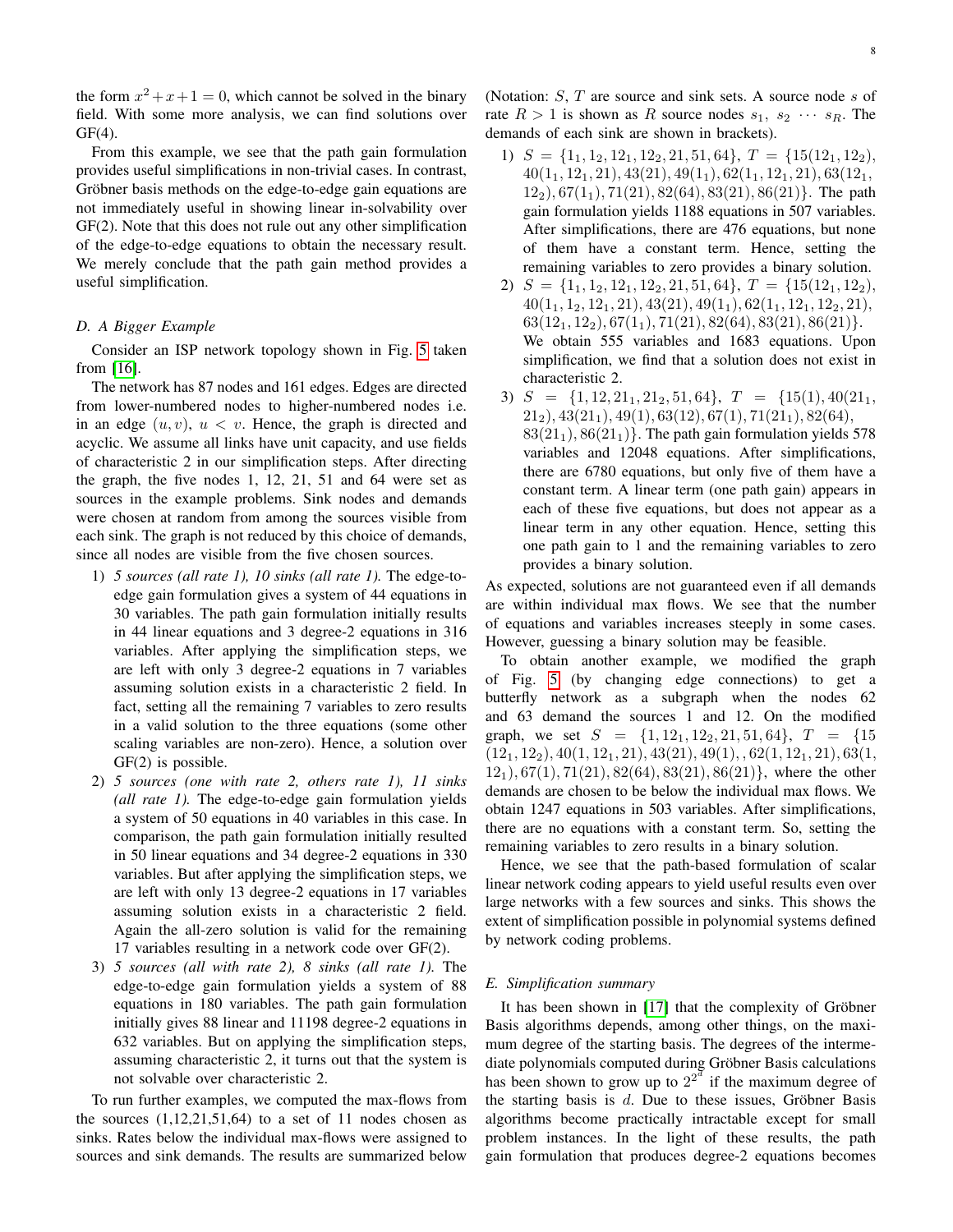the form $x^2+x+1=0$, which cannot be solved in the binary field. With some more analysis, we can find solutions over GF(4).

From this example, we see that the path gain formulation provides useful simplifications in non-trivial cases. In contrast, Gröbner basis methods on the edge-to-edge gain equations are not immediately useful in showing linear in-solvability over GF(2). Note that this does not rule out any other simplification of the edge-to-edge equations to obtain the necessary result. We merely conclude that the path gain method provides a useful simplification.

### D. A Bigger Example

Consider an ISP network topology shown in Fig. 5 taken from [16].

The network has 87 nodes and 161 edges. Edges are directed from lower-numbered nodes to higher-numbered nodes i.e. in an edge $(u,v)$, $u<v$. Hence, the graph is directed and acyclic. We assume all links have unit capacity, and use fields of characteristic 2 in our simplification steps. After directing the graph, the five nodes 1, 12, 21, 51 and 64 were set as sources in the example problems. Sink nodes and demands were chosen at random from among the sources visible from each sink. The graph is not reduced by this choice of demands, since all nodes are visible from the five chosen sources.

1) *5 sources (all rate 1), 10 sinks (all rate 1).* The edge-to-edge gain formulation gives a system of 44 equations in 30 variables. The path gain formulation initially results in 44 linear equations and 3 degree-2 equations in 316 variables. After applying the simplification steps, we are left with only 3 degree-2 equations in 7 variables assuming solution exists in a characteristic 2 field. In fact, setting all the remaining 7 variables to zero results in a valid solution to the three equations (some other scaling variables are non-zero). Hence, a solution over GF(2) is possible.
2) *5 sources (one with rate 2, others rate 1), 11 sinks (all rate 1).* The edge-to-edge gain formulation yields a system of 50 equations in 40 variables in this case. In comparison, the path gain formulation initially resulted in 50 linear equations and 34 degree-2 equations in 330 variables. But after applying the simplification steps, we are left with only 13 degree-2 equations in 17 variables assuming solution exists in a characteristic 2 field. Again the all-zero solution is valid for the remaining 17 variables resulting in a network code over GF(2).
3) *5 sources (all with rate 2), 8 sinks (all rate 1).* The edge-to-edge gain formulation yields a system of 88 equations in 180 variables. The path gain formulation initially gives 88 linear and 11198 degree-2 equations in 632 variables. But on applying the simplification steps, assuming characteristic 2, it turns out that the system is not solvable over characteristic 2.

To run further examples, we computed the max-flows from the sources (1,12,21,51,64) to a set of 11 nodes chosen as sinks. Rates below the individual max-flows were assigned to sources and sink demands. The results are summarized below (Notation: $S$, $T$ are source and sink sets. A source node $s$ of rate $R>1$ is shown as $R$ source nodes $s_1,\ s_2\ \cdots\ s_R$. The demands of each sink are shown in brackets).

1) $S=\{1_1,1_2,12_1,12_2,21,51,64\}$, $T=\{15(12_1,12_2), 40(1_1,12_1,21), 43(21), 49(1_1), 62(1_1,12_1,21), 63(12_1,12_2), 67(1_1), 71(21), 82(64), 83(21), 86(21)\}$. The path gain formulation yields 1188 equations in 507 variables. After simplifications, there are 476 equations, but none of them have a constant term. Hence, setting the remaining variables to zero provides a binary solution.
2) $S=\{1_1,1_2,12_1,12_2,21,51,64\}$, $T=\{15(12_1,12_2), 40(1_1,1_2,12_1,21), 43(21), 49(1_1), 62(1_1,12_1,12_2,21), 63(12_1,12_2), 67(1_1), 71(21), 82(64), 83(21), 86(21)\}$. We obtain 555 variables and 1683 equations. Upon simplification, we find that a solution does not exist in characteristic 2.
3) $S=\{1,12,21_1,21_2,51,64\}$, $T=\{15(1), 40(21_1,21_2), 43(21_1), 49(1), 63(12), 67(1), 71(21_1), 82(64), 83(21_1), 86(21_1)\}$. The path gain formulation yields 578 variables and 12048 equations. After simplifications, there are 6780 equations, but only five of them have a constant term. A linear term (one path gain) appears in each of these five equations, but does not appear as a linear term in any other equation. Hence, setting this one path gain to 1 and the remaining variables to zero provides a binary solution.

As expected, solutions are not guaranteed even if all demands are within individual max flows. We see that the number of equations and variables increases steeply in some cases. However, guessing a binary solution may be feasible.

To obtain another example, we modified the graph of Fig. 5 (by changing edge connections) to get a butterfly network as a subgraph when the nodes 62 and 63 demand the sources 1 and 12. On the modified graph, we set $S=\{1,12_1,12_2,21,51,64\}$, $T=\{15(12_1,12_2), 40(1,12_1,21), 43(21), 49(1),, 62(1,12_1,21), 63(1,12_1), 67(1), 71(21), 82(64), 83(21), 86(21)\}$, where the other demands are chosen to be below the individual max flows. We obtain 1247 equations in 503 variables. After simplifications, there are no equations with a constant term. So, setting the remaining variables to zero results in a binary solution.

Hence, we see that the path-based formulation of scalar linear network coding appears to yield useful results even over large networks with a few sources and sinks. This shows the extent of simplification possible in polynomial systems defined by network coding problems.

### E. Simplification summary

It has been shown in [17] that the complexity of Gröbner Basis algorithms depends, among other things, on the maximum degree of the starting basis. The degrees of the intermediate polynomials computed during Gröbner Basis calculations has been shown to grow up to $2^{2^d}$ if the maximum degree of the starting basis is $d$. Due to these issues, Gröbner Basis algorithms become practically intractable except for small problem instances. In the light of these results, the path gain formulation that produces degree-2 equations becomes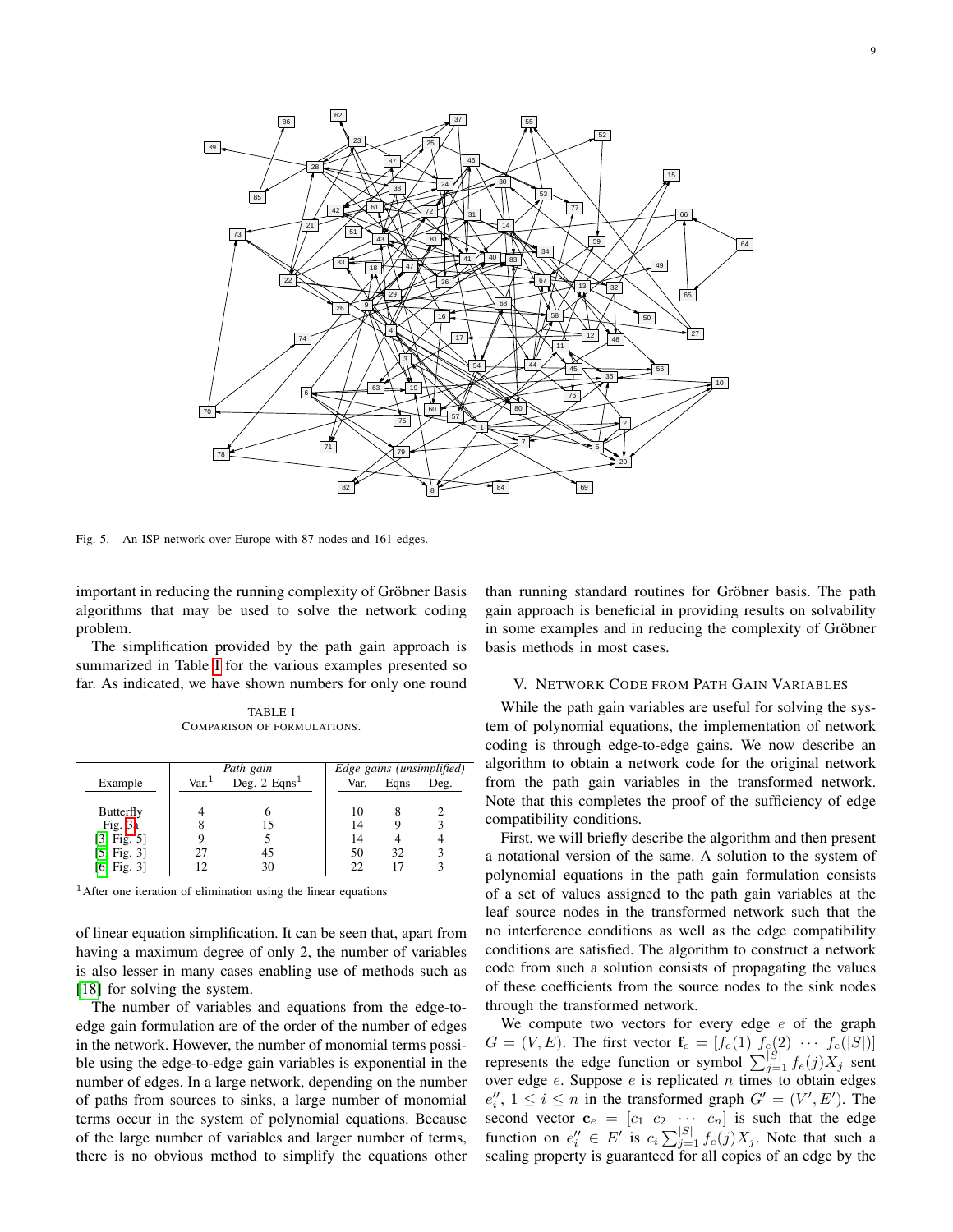Fig. 5. An ISP network over Europe with 87 nodes and 161 edges.

important in reducing the running complexity of Gröbner Basis algorithms that may be used to solve the network coding problem.

The simplification provided by the path gain approach is summarized in Table I for the various examples presented so far. As indicated, we have shown numbers for only one round of linear equation simplification. It can be seen that, apart from having a maximum degree of only 2, the number of variables is also lesser in many cases enabling use of methods such as [18] for solving the system.

TABLE I
COMPARISON OF FORMULATIONS.

| Example | *Path gain* | | *Edge gains (unsimplified)* | | |
|---|---|---|---|---|---|
| | Var.[1] | Deg. 2 Eqns[1] | Var. | Eqns | Deg. |
| Butterfly | 4 | 6 | 10 | 8 | 2 |
| Fig. 3a | 8 | 15 | 14 | 9 | 3 |
| [3, Fig. 5] | 9 | 5 | 14 | 4 | 4 |
| [5, Fig. 3] | 27 | 45 | 50 | 32 | 3 |
| [6, Fig. 3] | 12 | 30 | 22 | 17 | 3 |

[1] After one iteration of elimination using the linear equations

The number of variables and equations from the edge-to-edge gain formulation are of the order of the number of edges in the network. However, the number of monomial terms possible using the edge-to-edge gain variables is exponential in the number of edges. In a large network, depending on the number of paths from sources to sinks, a large number of monomial terms occur in the system of polynomial equations. Because of the large number of variables and larger number of terms, there is no obvious method to simplify the equations other than running standard routines for Gröbner basis. The path gain approach is beneficial in providing results on solvability in some examples and in reducing the complexity of Gröbner basis methods in most cases.

## V. Network Code from Path Gain Variables

While the path gain variables are useful for solving the system of polynomial equations, the implementation of network coding is through edge-to-edge gains. We now describe an algorithm to obtain a network code for the original network from the path gain variables in the transformed network. Note that this completes the proof of the sufficiency of edge compatibility conditions.

First, we will briefly describe the algorithm and then present a notational version of the same. A solution to the system of polynomial equations in the path gain formulation consists of a set of values assigned to the path gain variables at the leaf source nodes in the transformed network such that the no interference conditions as well as the edge compatibility conditions are satisfied. The algorithm to construct a network code from such a solution consists of propagating the values of these coefficients from the source nodes to the sink nodes through the transformed network.

We compute two vectors for every edge $e$ of the graph $G = (V, E)$. The first vector $\mathbf{f}_e = [f_e(1)\ f_e(2)\ \cdots\ f_e(|S|)]$ represents the edge function or symbol $\sum_{j=1}^{|S|} f_e(j)X_j$ sent over edge $e$. Suppose $e$ is replicated $n$ times to obtain edges $e_i''$, $1 \le i \le n$ in the transformed graph $G' = (V', E')$. The second vector $\mathbf{c}_e = [c_1\ c_2\ \cdots\ c_n]$ is such that the edge function on $e_i'' \in E'$ is $c_i \sum_{j=1}^{|S|} f_e(j)X_j$. Note that such a scaling property is guaranteed for all copies of an edge by the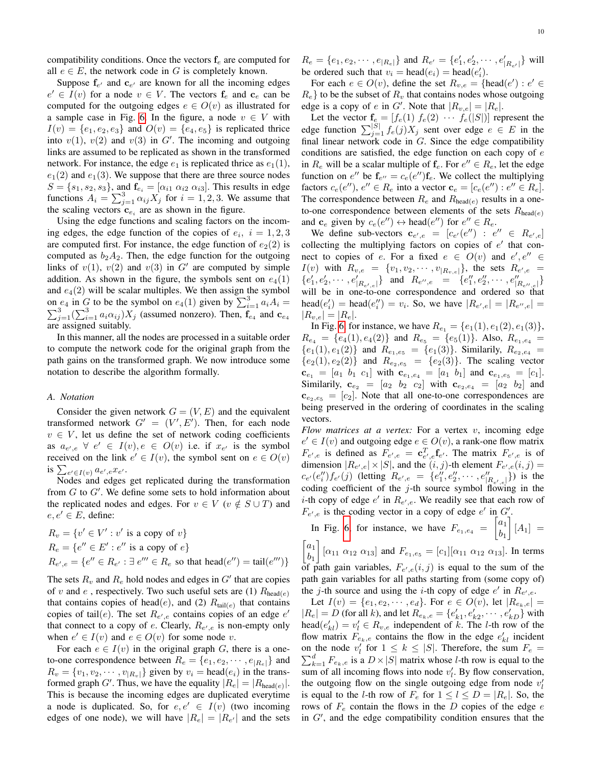compatibility conditions. Once the vectors $\mathbf{f}_e$ are computed for all $e \in E$, the network code in $G$ is completely known.

Suppose $\mathbf{f}_{e'}$ and $\mathbf{c}_{e'}$ are known for all the incoming edges $e' \in I(v)$ for a node $v \in V$. The vectors $\mathbf{f}_e$ and $\mathbf{c}_e$ can be computed for the outgoing edges $e \in O(v)$ as illustrated for a sample case in Fig. 6. In the figure, a node $v \in V$ with $I(v) = \{e_1, e_2, e_3\}$ and $O(v) = \{e_4, e_5\}$ is replicated thrice into $v(1)$, $v(2)$ and $v(3)$ in $G'$. The incoming and outgoing links are assumed to be replicated as shown in the transformed network. For instance, the edge $e_1$ is replicated thrice as $e_1(1)$, $e_1(2)$ and $e_1(3)$. We suppose that there are three source nodes $S = \{s_1, s_2, s_3\}$, and $\mathbf{f}_{e_i} = [\alpha_{i1}\ \alpha_{i2}\ \alpha_{i3}]$. This results in edge functions $A_i = \sum_{j=1}^{3} \alpha_{ij} X_j$ for $i = 1, 2, 3$. We assume that the scaling vectors $\mathbf{c}_{e_i}$ are as shown in the figure.

Using the edge functions and scaling factors on the incoming edges, the edge function of the copies of $e_i$, $i = 1, 2, 3$ are computed first. For instance, the edge function of $e_2(2)$ is computed as $b_2 A_2$. Then, the edge function for the outgoing links of $v(1)$, $v(2)$ and $v(3)$ in $G'$ are computed by simple addition. As shown in the figure, the symbols sent on $e_4(1)$ and $e_4(2)$ will be scalar multiples. We then assign the symbol on $e_4$ in $G$ to be the symbol on $e_4(1)$ given by $\sum_{i=1}^{3} a_i A_i = \sum_{j=1}^{3} (\sum_{i=1}^{3} a_i \alpha_{ij}) X_j$ (assumed nonzero). Then, $\mathbf{f}_{e_4}$ and $\mathbf{c}_{e_4}$ are assigned suitably.

In this manner, all the nodes are processed in a suitable order to compute the network code for the original graph from the path gains on the transformed graph. We now introduce some notation to describe the algorithm formally.

### A. Notation

Consider the given network $G = (V, E)$ and the equivalent transformed network $G' = (V', E')$. Then, for each node $v \in V$, let us define the set of network coding coefficients as $a_{e',e}\ \forall\ e' \in I(v)$ i.e. if $x_{e'}$ is the symbol received on the link $e' \in I(v)$, the symbol sent on $e \in O(v)$ is $\sum_{e' \in I(v)} a_{e',e} x_{e'}$.

Nodes and edges get replicated during the transformation from $G$ to $G'$. We define some sets to hold information about the replicated nodes and edges. For $v \in V$ ($v \notin S \cup T$) and $e, e' \in E$, define:

$$R_v = \{v' \in V' : v' \text{ is a copy of } v\}$$
$$R_e = \{e'' \in E' : e'' \text{ is a copy of } e\}$$
$$R_{e',e} = \{e'' \in R_{e'} : \exists\ e''' \in R_e \text{ so that } \mathrm{head}(e'') = \mathrm{tail}(e''')\}$$

The sets $R_v$ and $R_e$ hold nodes and edges in $G'$ that are copies of $v$ and $e$ , respectively. Two such useful sets are (1) $R_{\mathrm{head}(e)}$ that contains copies of head$(e)$, and (2) $R_{\mathrm{tail}(e)}$ that contains copies of tail$(e)$. The set $R_{e',e}$ contains copies of an edge $e'$ that connect to a copy of $e$. Clearly, $R_{e',e}$ is non-empty only when $e' \in I(v)$ and $e \in O(v)$ for some node $v$.

For each $e \in I(v)$ in the original graph $G$, there is a one-to-one correspondence between $R_e = \{e_1, e_2, \cdots, e_{|R_e|}\}$ and $R_v = \{v_1, v_2, \cdots, v_{|R_v|}\}$ given by $v_i = \mathrm{head}(e_i)$ in the transformed graph $G'$. Thus, we have the equality $|R_e| = |R_{\mathrm{head}(e)}|$. This is because the incoming edges are duplicated everytime a node is duplicated. So, for $e, e' \in I(v)$ (two incoming edges of one node), we will have $|R_e| = |R_{e'}|$ and the sets $R_e = \{e_1, e_2, \cdots, e_{|R_e|}\}$ and $R_{e'} = \{e'_1, e'_2, \cdots, e'_{|R_{e'}|}\}$ will be ordered such that $v_i = \mathrm{head}(e_i) = \mathrm{head}(e'_i)$.

For each $e \in O(v)$, define the set $R_{v,e} = \{\mathrm{head}(e') : e' \in R_e\}$ to be the subset of $R_v$ that contains nodes whose outgoing edge is a copy of $e$ in $G'$. Note that $|R_{v,e}| = |R_e|$.

Let the vector $\mathbf{f}_e = [f_e(1)\ f_e(2)\ \cdots\ f_e(|S|)]$ represent the edge function $\sum_{j=1}^{|S|} f_e(j) X_j$ sent over edge $e \in E$ in the final linear network code in $G$. Since the edge compatibility conditions are satisfied, the edge function on each copy of $e$ in $R_e$ will be a scalar multiple of $\mathbf{f}_e$. For $e'' \in R_e$, let the edge function on $e''$ be $\mathbf{f}_{e''} = c_e(e'')\mathbf{f}_e$. We collect the multiplying factors $c_e(e'')$, $e'' \in R_e$ into a vector $\mathbf{c}_e = [c_e(e'') : e'' \in R_e]$. The correspondence between $R_e$ and $R_{\mathrm{head}(e)}$ results in a one-to-one correspondence between elements of the sets $R_{\mathrm{head}(e)}$ and $\mathbf{c}_e$ given by $c_e(e'') \leftrightarrow \mathrm{head}(e'')$ for $e'' \in R_e$.

We define sub-vectors $\mathbf{c}_{e',e} = [c_{e'}(e'') : e'' \in R_{e',e}]$ collecting the multiplying factors on copies of $e'$ that connect to copies of $e$. For a fixed $e \in O(v)$ and $e', e'' \in I(v)$ with $R_{v,e} = \{v_1, v_2, \cdots, v_{|R_{v,e}|}\}$, the sets $R_{e',e} = \{e'_1, e'_2, \cdots, e'_{|R_{e',e}|}\}$ and $R_{e'',e} = \{e''_1, e''_2, \cdots, e''_{|R_{e'',e}|}\}$ will be in one-to-one correspondence and ordered so that $\mathrm{head}(e'_i) = \mathrm{head}(e''_i) = v_i$. So, we have $|R_{e',e}| = |R_{e'',e}| = |R_{v,e}| = |R_e|$.

In Fig. 6, for instance, we have $R_{e_1} = \{e_1(1), e_1(2), e_1(3)\}$, $R_{e_4} = \{e_4(1), e_4(2)\}$ and $R_{e_5} = \{e_5(1)\}$. Also, $R_{e_1,e_4} = \{e_1(1), e_1(2)\}$ and $R_{e_1,e_5} = \{e_1(3)\}$. Similarly, $R_{e_2,e_4} = \{e_2(1), e_2(2)\}$ and $R_{e_2,e_5} = \{e_2(3)\}$. The scaling vector $\mathbf{c}_{e_1} = [a_1\ b_1\ c_1]$ with $\mathbf{c}_{e_1,e_4} = [a_1\ b_1]$ and $\mathbf{c}_{e_1,e_5} = [c_1]$. Similarly, $\mathbf{c}_{e_2} = [a_2\ b_2\ c_2]$ with $\mathbf{c}_{e_2,e_4} = [a_2\ b_2]$ and $\mathbf{c}_{e_2,e_5} = [c_2]$. Note that all one-to-one correspondences are being preserved in the ordering of coordinates in the scaling vectors.

*Flow matrices at a vertex:* For a vertex $v$, incoming edge $e' \in I(v)$ and outgoing edge $e \in O(v)$, a rank-one flow matrix $F_{e',e}$ is defined as $F_{e',e} = \mathbf{c}^T_{e',e}\mathbf{f}_{e'}$. The matrix $F_{e',e}$ is of dimension $|R_{e',e}| \times |S|$, and the $(i, j)$-th element $F_{e',e}(i, j) = c_{e'}(e''_i) f_{e'}(j)$ (letting $R_{e',e} = \{e''_1, e''_2, \cdots, e''_{|R_{e',e}|}\}$) is the coding coefficient of the $j$-th source symbol flowing in the $i$-th copy of edge $e'$ in $R_{e',e}$. We readily see that each row of $F_{e',e}$ is the coding vector in a copy of edge $e'$ in $G'$.

In Fig. 6, for instance, we have $F_{e_1,e_4} = \begin{bmatrix} a_1 \\ b_1 \end{bmatrix} [A_1] = \begin{bmatrix} a_1 \\ b_1 \end{bmatrix} [\alpha_{11}\ \alpha_{12}\ \alpha_{13}]$ and $F_{e_1,e_5} = [c_1][\alpha_{11}\ \alpha_{12}\ \alpha_{13}]$. In terms of path gain variables, $F_{e',e}(i, j)$ is equal to the sum of the path gain variables for all paths starting from (some copy of) the $j$-th source and using the $i$-th copy of edge $e'$ in $R_{e',e}$.

Let $I(v) = \{e_1, e_2, \cdots, e_d\}$. For $e \in O(v)$, let $|R_{e_k,e}| = |R_e| = D$ (for all $k$), and let $R_{e_k,e} = \{e'_{k1}, e'_{k2}, \cdots, e'_{kD}\}$ with $\mathrm{head}(e'_{kl}) = v'_l \in R_{v,e}$ independent of $k$. The $l$-th row of the flow matrix $F_{e_k,e}$ contains the flow in the edge $e'_{kl}$ incident on the node $v'_l$ for $1 \le k \le |S|$. Therefore, the sum $F_e = \sum_{k=1}^{d} F_{e_k,e}$ is a $D \times |S|$ matrix whose $l$-th row is equal to the sum of all incoming flows into node $v'_l$. By flow conservation, the outgoing flow on the single outgoing edge from node $v'_l$ is equal to the $l$-th row of $F_e$ for $1 \le l \le D = |R_e|$. So, the rows of $F_e$ contain the flows in the $D$ copies of the edge $e$ in $G'$, and the edge compatibility condition ensures that the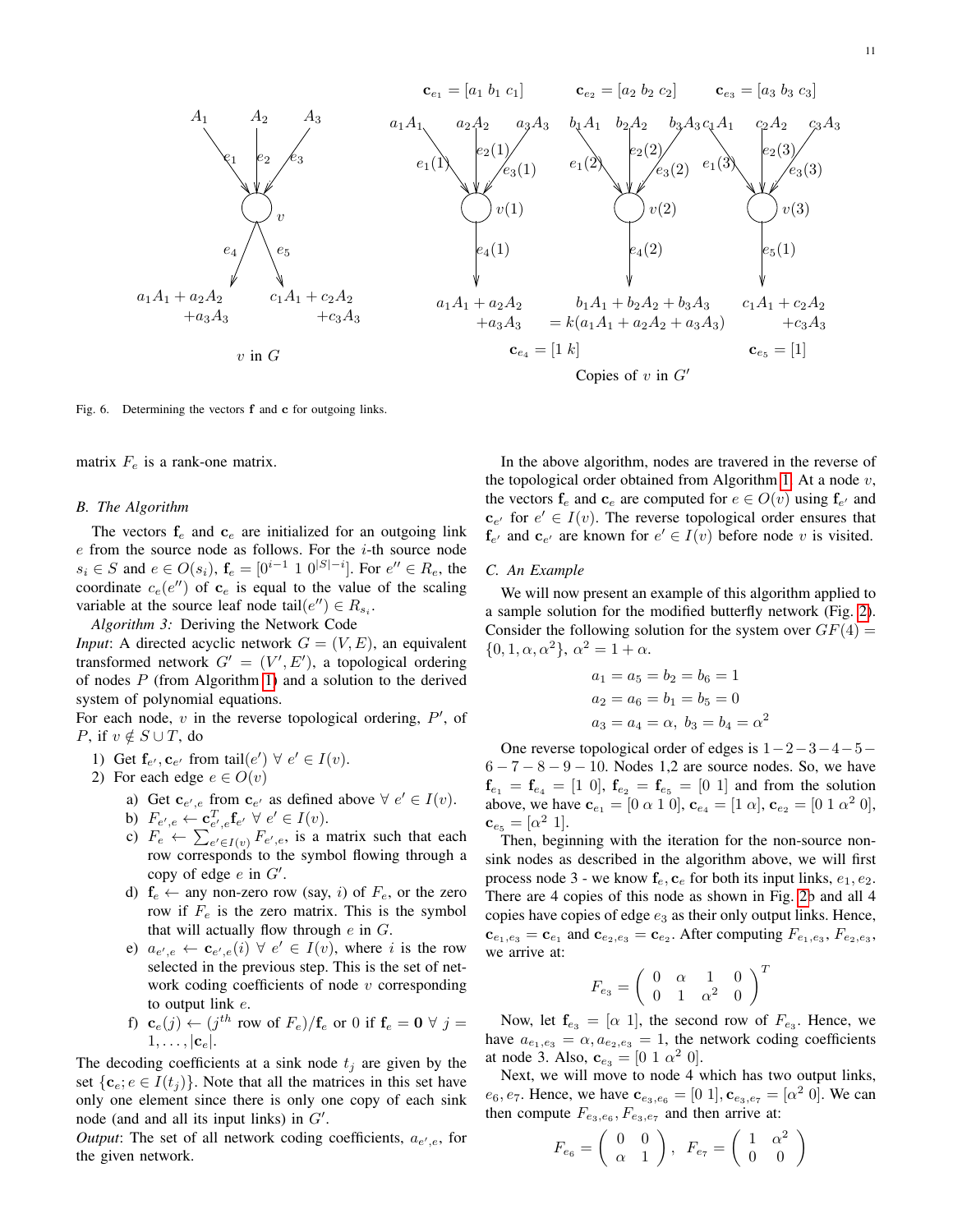Fig. 6. Determining the vectors $\mathbf{f}$ and $\mathbf{c}$ for outgoing links.

matrix $F_e$ is a rank-one matrix.

### B. The Algorithm

The vectors $\mathbf{f}_e$ and $\mathbf{c}_e$ are initialized for an outgoing link $e$ from the source node as follows. For the $i$-th source node $s_i \in S$ and $e \in O(s_i)$, $\mathbf{f}_e = [0^{i-1}\ 1\ 0^{|S|-i}]$. For $e'' \in R_e$, the coordinate $c_e(e'')$ of $\mathbf{c}_e$ is equal to the value of the scaling variable at the source leaf node $\text{tail}(e'') \in R_{s_i}$.

*Algorithm 3:* Deriving the Network Code

*Input*: A directed acyclic network $G = (V, E)$, an equivalent transformed network $G' = (V', E')$, a topological ordering of nodes $P$ (from Algorithm 1) and a solution to the derived system of polynomial equations.

For each node, $v$ in the reverse topological ordering, $P'$, of $P$, if $v \notin S \cup T$, do

1) Get $\mathbf{f}_{e'}, \mathbf{c}_{e'}$ from $\text{tail}(e')\ \forall\ e' \in I(v)$.
2) For each edge $e \in O(v)$
   a) Get $\mathbf{c}_{e',e}$ from $\mathbf{c}_{e'}$ as defined above $\forall\ e' \in I(v)$.
   b) $F_{e',e} \leftarrow \mathbf{c}^T_{e',e}\mathbf{f}_{e'}\ \forall\ e' \in I(v)$.
   c) $F_e \leftarrow \sum_{e' \in I(v)} F_{e',e}$, is a matrix such that each row corresponds to the symbol flowing through a copy of edge $e$ in $G'$.
   d) $\mathbf{f}_e \leftarrow$ any non-zero row (say, $i$) of $F_e$, or the zero row if $F_e$ is the zero matrix. This is the symbol that will actually flow through $e$ in $G$.
   e) $a_{e',e} \leftarrow \mathbf{c}_{e',e}(i)\ \forall\ e' \in I(v)$, where $i$ is the row selected in the previous step. This is the set of network coding coefficients of node $v$ corresponding to output link $e$.
   f) $\mathbf{c}_e(j) \leftarrow (j^{th}$ row of $F_e)/\mathbf{f}_e$ or 0 if $\mathbf{f}_e = \mathbf{0}\ \forall\ j = 1, \ldots, |\mathbf{c}_e|$.

The decoding coefficients at a sink node $t_j$ are given by the set $\{\mathbf{c}_e; e \in I(t_j)\}$. Note that all the matrices in this set have only one element since there is only one copy of each sink node (and and all its input links) in $G'$.

*Output*: The set of all network coding coefficients, $a_{e',e}$, for the given network.

In the above algorithm, nodes are travered in the reverse of the topological order obtained from Algorithm 1. At a node $v$, the vectors $\mathbf{f}_e$ and $\mathbf{c}_e$ are computed for $e \in O(v)$ using $\mathbf{f}_{e'}$ and $\mathbf{c}_{e'}$ for $e' \in I(v)$. The reverse topological order ensures that $\mathbf{f}_{e'}$ and $\mathbf{c}_{e'}$ are known for $e' \in I(v)$ before node $v$ is visited.

### C. An Example

We will now present an example of this algorithm applied to a sample solution for the modified butterfly network (Fig. 2). Consider the following solution for the system over $GF(4) = \{0, 1, \alpha, \alpha^2\}$, $\alpha^2 = 1 + \alpha$.

$$a_1 = a_5 = b_2 = b_6 = 1$$
$$a_2 = a_6 = b_1 = b_5 = 0$$
$$a_3 = a_4 = \alpha,\ b_3 = b_4 = \alpha^2$$

One reverse topological order of edges is $1-2-3-4-5-6-7-8-9-10$. Nodes 1,2 are source nodes. So, we have $\mathbf{f}_{e_1} = \mathbf{f}_{e_4} = [1\ 0]$, $\mathbf{f}_{e_2} = \mathbf{f}_{e_5} = [0\ 1]$ and from the solution above, we have $\mathbf{c}_{e_1} = [0\ \alpha\ 1\ 0]$, $\mathbf{c}_{e_4} = [1\ \alpha]$, $\mathbf{c}_{e_2} = [0\ 1\ \alpha^2\ 0]$, $\mathbf{c}_{e_5} = [\alpha^2\ 1]$.

Then, beginning with the iteration for the non-source non-sink nodes as described in the algorithm above, we will first process node 3 - we know $\mathbf{f}_e, \mathbf{c}_e$ for both its input links, $e_1, e_2$. There are 4 copies of this node as shown in Fig. 2b and all 4 copies have copies of edge $e_3$ as their only output links. Hence, $\mathbf{c}_{e_1,e_3} = \mathbf{c}_{e_1}$ and $\mathbf{c}_{e_2,e_3} = \mathbf{c}_{e_2}$. After computing $F_{e_1,e_3}, F_{e_2,e_3}$, we arrive at:

$$F_{e_3} = \begin{pmatrix} 0 & \alpha & 1 & 0 \\ 0 & 1 & \alpha^2 & 0 \end{pmatrix}^T$$

Now, let $\mathbf{f}_{e_3} = [\alpha\ 1]$, the second row of $F_{e_3}$. Hence, we have $a_{e_1,e_3} = \alpha, a_{e_2,e_3} = 1$, the network coding coefficients at node 3. Also, $\mathbf{c}_{e_3} = [0\ 1\ \alpha^2\ 0]$.

Next, we will move to node 4 which has two output links, $e_6, e_7$. Hence, we have $\mathbf{c}_{e_3,e_6} = [0\ 1], \mathbf{c}_{e_3,e_7} = [\alpha^2\ 0]$. We can then compute $F_{e_3,e_6}, F_{e_3,e_7}$ and then arrive at:

$$F_{e_6} = \begin{pmatrix} 0 & 0 \\ \alpha & 1 \end{pmatrix},\ F_{e_7} = \begin{pmatrix} 1 & \alpha^2 \\ 0 & 0 \end{pmatrix}$$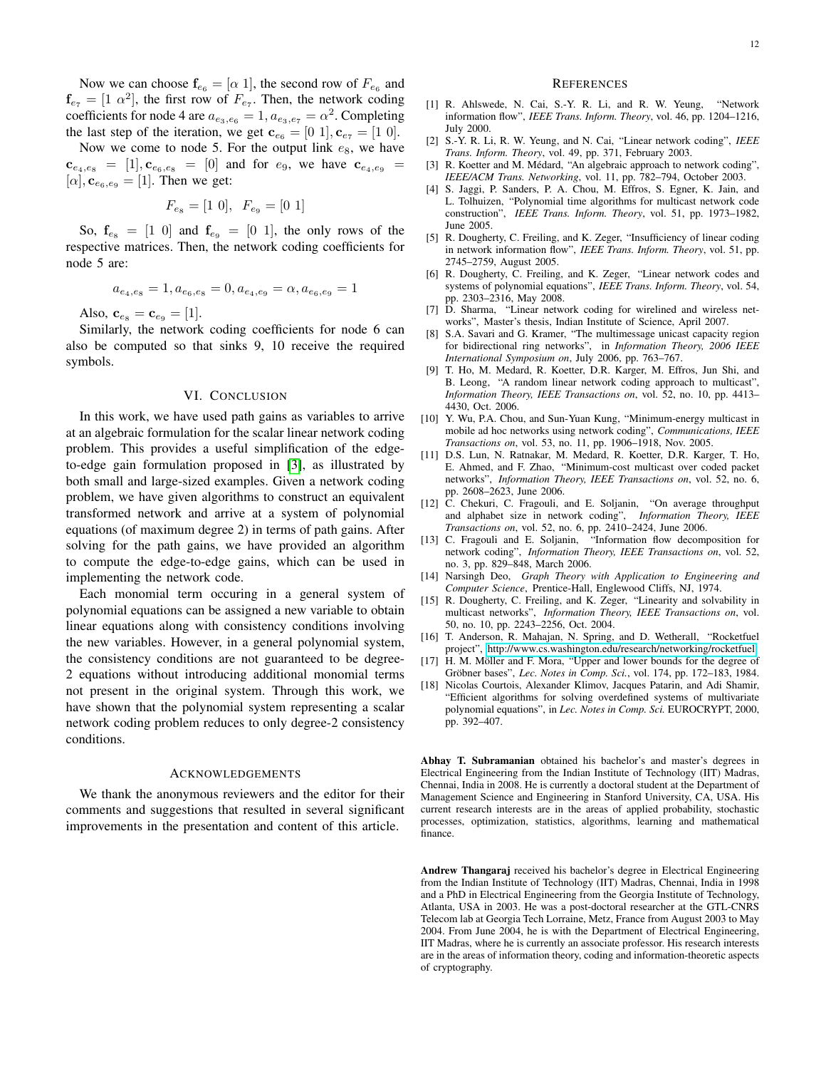Now we can choose $\mathbf{f}_{e_6} = [\alpha \ 1]$, the second row of $F_{e_6}$ and $\mathbf{f}_{e_7} = [1 \ \alpha^2]$, the first row of $F_{e_7}$. Then, the network coding coefficients for node 4 are $a_{e_3,e_6} = 1, a_{e_3,e_7} = \alpha^2$. Completing the last step of the iteration, we get $\mathbf{c}_{e_6} = [0 \ 1], \mathbf{c}_{e_7} = [1 \ 0]$.

Now we come to node 5. For the output link $e_8$, we have $\mathbf{c}_{e_4,e_8} = [1], \mathbf{c}_{e_6,e_8} = [0]$ and for $e_9$, we have $\mathbf{c}_{e_4,e_9} = [\alpha], \mathbf{c}_{e_6,e_9} = [1]$. Then we get:

$$F_{e_8} = [1 \ 0], \quad F_{e_9} = [0 \ 1]$$

So, $\mathbf{f}_{e_8} = [1 \ 0]$ and $\mathbf{f}_{e_9} = [0 \ 1]$, the only rows of the respective matrices. Then, the network coding coefficients for node 5 are:

$$a_{e_4,e_8} = 1, a_{e_6,e_8} = 0, a_{e_4,e_9} = \alpha, a_{e_6,e_9} = 1$$

Also, $\mathbf{c}_{e_8} = \mathbf{c}_{e_9} = [1]$.

Similarly, the network coding coefficients for node 6 can also be computed so that sinks 9, 10 receive the required symbols.

## VI. Conclusion

In this work, we have used path gains as variables to arrive at an algebraic formulation for the scalar linear network coding problem. This provides a useful simplification of the edge-to-edge gain formulation proposed in [3], as illustrated by both small and large-sized examples. Given a network coding problem, we have given algorithms to construct an equivalent transformed network and arrive at a system of polynomial equations (of maximum degree 2) in terms of path gains. After solving for the path gains, we have provided an algorithm to compute the edge-to-edge gains, which can be used in implementing the network code.

Each monomial term occuring in a general system of polynomial equations can be assigned a new variable to obtain linear equations along with consistency conditions involving the new variables. However, in a general polynomial system, the consistency conditions are not guaranteed to be degree-2 equations without introducing additional monomial terms not present in the original system. Through this work, we have shown that the polynomial system representing a scalar network coding problem reduces to only degree-2 consistency conditions.

## Acknowledgements

We thank the anonymous reviewers and the editor for their comments and suggestions that resulted in several significant improvements in the presentation and content of this article.

## References

[1] R. Ahlswede, N. Cai, S.-Y. R. Li, and R. W. Yeung, "Network information flow", *IEEE Trans. Inform. Theory*, vol. 46, pp. 1204–1216, July 2000.

[2] S.-Y. R. Li, R. W. Yeung, and N. Cai, "Linear network coding", *IEEE Trans. Inform. Theory*, vol. 49, pp. 371, February 2003.

[3] R. Koetter and M. Médard, "An algebraic approach to network coding", *IEEE/ACM Trans. Networking*, vol. 11, pp. 782–794, October 2003.

[4] S. Jaggi, P. Sanders, P. A. Chou, M. Effros, S. Egner, K. Jain, and L. Tolhuizen, "Polynomial time algorithms for multicast network code construction", *IEEE Trans. Inform. Theory*, vol. 51, pp. 1973–1982, June 2005.

[5] R. Dougherty, C. Freiling, and K. Zeger, "Insufficiency of linear coding in network information flow", *IEEE Trans. Inform. Theory*, vol. 51, pp. 2745–2759, August 2005.

[6] R. Dougherty, C. Freiling, and K. Zeger, "Linear network codes and systems of polynomial equations", *IEEE Trans. Inform. Theory*, vol. 54, pp. 2303–2316, May 2008.

[7] D. Sharma, "Linear network coding for wirelined and wireless networks", Master's thesis, Indian Institute of Science, April 2007.

[8] S.A. Savari and G. Kramer, "The multimessage unicast capacity region for bidirectional ring networks", in *Information Theory, 2006 IEEE International Symposium on*, July 2006, pp. 763–767.

[9] T. Ho, M. Medard, R. Koetter, D.R. Karger, M. Effros, Jun Shi, and B. Leong, "A random linear network coding approach to multicast", *Information Theory, IEEE Transactions on*, vol. 52, no. 10, pp. 4413–4430, Oct. 2006.

[10] Y. Wu, P.A. Chou, and Sun-Yuan Kung, "Minimum-energy multicast in mobile ad hoc networks using network coding", *Communications, IEEE Transactions on*, vol. 53, no. 11, pp. 1906–1918, Nov. 2005.

[11] D.S. Lun, N. Ratnakar, M. Medard, R. Koetter, D.R. Karger, T. Ho, E. Ahmed, and F. Zhao, "Minimum-cost multicast over coded packet networks", *Information Theory, IEEE Transactions on*, vol. 52, no. 6, pp. 2608–2623, June 2006.

[12] C. Chekuri, C. Fragouli, and E. Soljanin, "On average throughput and alphabet size in network coding", *Information Theory, IEEE Transactions on*, vol. 52, no. 6, pp. 2410–2424, June 2006.

[13] C. Fragouli and E. Soljanin, "Information flow decomposition for network coding", *Information Theory, IEEE Transactions on*, vol. 52, no. 3, pp. 829–848, March 2006.

[14] Narsingh Deo, *Graph Theory with Application to Engineering and Computer Science*, Prentice-Hall, Englewood Cliffs, NJ, 1974.

[15] R. Dougherty, C. Freiling, and K. Zeger, "Linearity and solvability in multicast networks", *Information Theory, IEEE Transactions on*, vol. 50, no. 10, pp. 2243–2256, Oct. 2004.

[16] T. Anderson, R. Mahajan, N. Spring, and D. Wetherall, "Rocketfuel project", http://www.cs.washington.edu/research/networking/rocketfuel.

[17] H. M. Möller and F. Mora, "Upper and lower bounds for the degree of Gröbner bases", *Lec. Notes in Comp. Sci.*, vol. 174, pp. 172–183, 1984.

[18] Nicolas Courtois, Alexander Klimov, Jacques Patarin, and Adi Shamir, "Efficient algorithms for solving overdefined systems of multivariate polynomial equations", in *Lec. Notes in Comp. Sci.* EUROCRYPT, 2000, pp. 392–407.

**Abhay T. Subramanian** obtained his bachelor's and master's degrees in Electrical Engineering from the Indian Institute of Technology (IIT) Madras, Chennai, India in 2008. He is currently a doctoral student at the Department of Management Science and Engineering in Stanford University, CA, USA. His current research interests are in the areas of applied probability, stochastic processes, optimization, statistics, algorithms, learning and mathematical finance.

**Andrew Thangaraj** received his bachelor's degree in Electrical Engineering from the Indian Institute of Technology (IIT) Madras, Chennai, India in 1998 and a PhD in Electrical Engineering from the Georgia Institute of Technology, Atlanta, USA in 2003. He was a post-doctoral researcher at the GTL-CNRS Telecom lab at Georgia Tech Lorraine, Metz, France from August 2003 to May 2004. From June 2004, he is with the Department of Electrical Engineering, IIT Madras, where he is currently an associate professor. His research interests are in the areas of information theory, coding and information-theoretic aspects of cryptography.